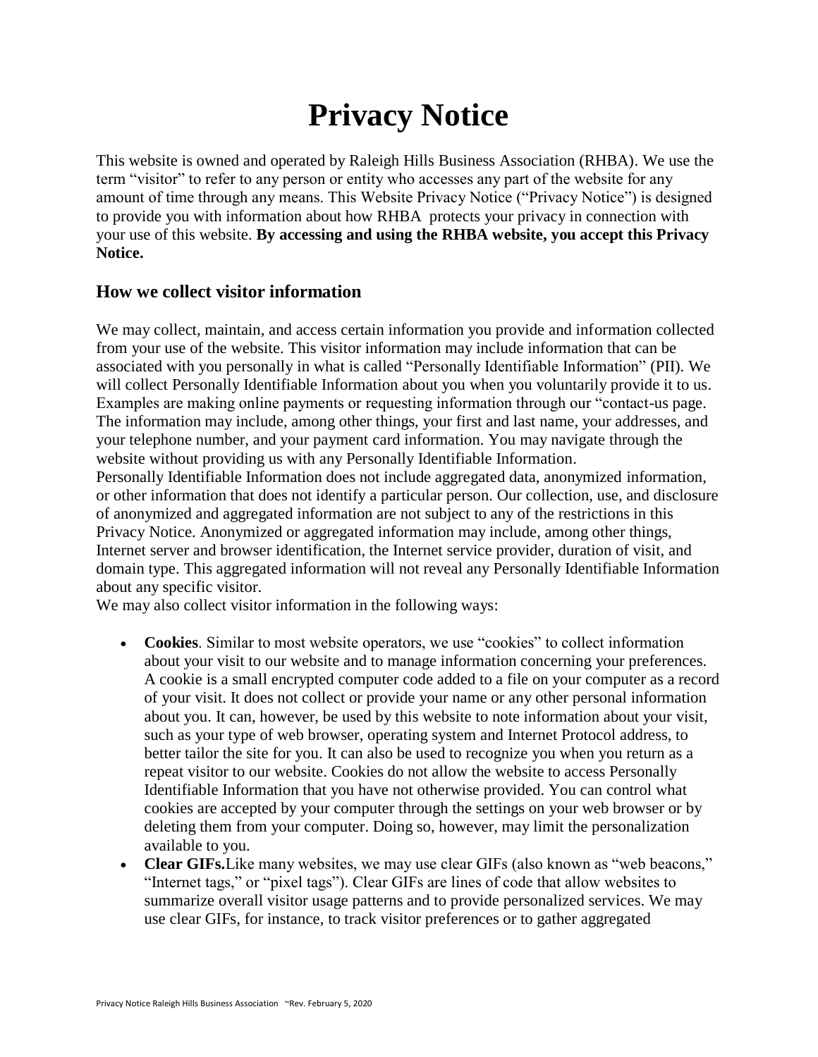# Privacy Notice

This website is owned and operated by Raleigh Hills Business Association (RHBA). We use the term "visitor" to refer to any person or entity who accesses any part of the website for any amount of time through any means. This Website Privacy Notice ("Privacy Notice") is designed to provide you with information about how RHBA protects your privacy in connection with your use of this website. **By accessing and using the RHBA website, you accept this Privacy Notice.**

## How we collect visitor information

We may collect, maintain, and access certain information you provide and information collected from your use of the website. This visitor information may include information that can be associated with you personally in what is called "Personally Identifiable Information" (PII). We will collect Personally Identifiable Information about you when you voluntarily provide it to us. Examples are making online payments or requesting information through our "contact-us page. The information may include, among other things, your first and last name, your addresses, and your telephone number, and your payment card information. You may navigate through the website without providing us with any Personally Identifiable Information.

Personally Identifiable Information does not include aggregated data, anonymized information, or other information that does not identify a particular person. Our collection, use, and disclosure of anonymized and aggregated information are not subject to any of the restrictions in this Privacy Notice. Anonymized or aggregated information may include, among other things, Internet server and browser identification, the Internet service provider, duration of visit, and domain type. This aggregated information will not reveal any Personally Identifiable Information about any specific visitor.

We may also collect visitor information in the following ways:

- **Cookies**. Similar to most website operators, we use "cookies" to collect information about your visit to our website and to manage information concerning your preferences. A cookie is a small encrypted computer code added to a file on your computer as a record of your visit. It does not collect or provide your name or any other personal information about you. It can, however, be used by this website to note information about your visit, such as your type of web browser, operating system and Internet Protocol address, to better tailor the site for you. It can also be used to recognize you when you return as a repeat visitor to our website. Cookies do not allow the website to access Personally Identifiable Information that you have not otherwise provided. You can control what cookies are accepted by your computer through the settings on your web browser or by deleting them from your computer. Doing so, however, may limit the personalization available to you.
- **Clear GIFs.**Like many websites, we may use clear GIFs (also known as "web beacons," "Internet tags," or "pixel tags"). Clear GIFs are lines of code that allow websites to summarize overall visitor usage patterns and to provide personalized services. We may use clear GIFs, for instance, to track visitor preferences or to gather aggregated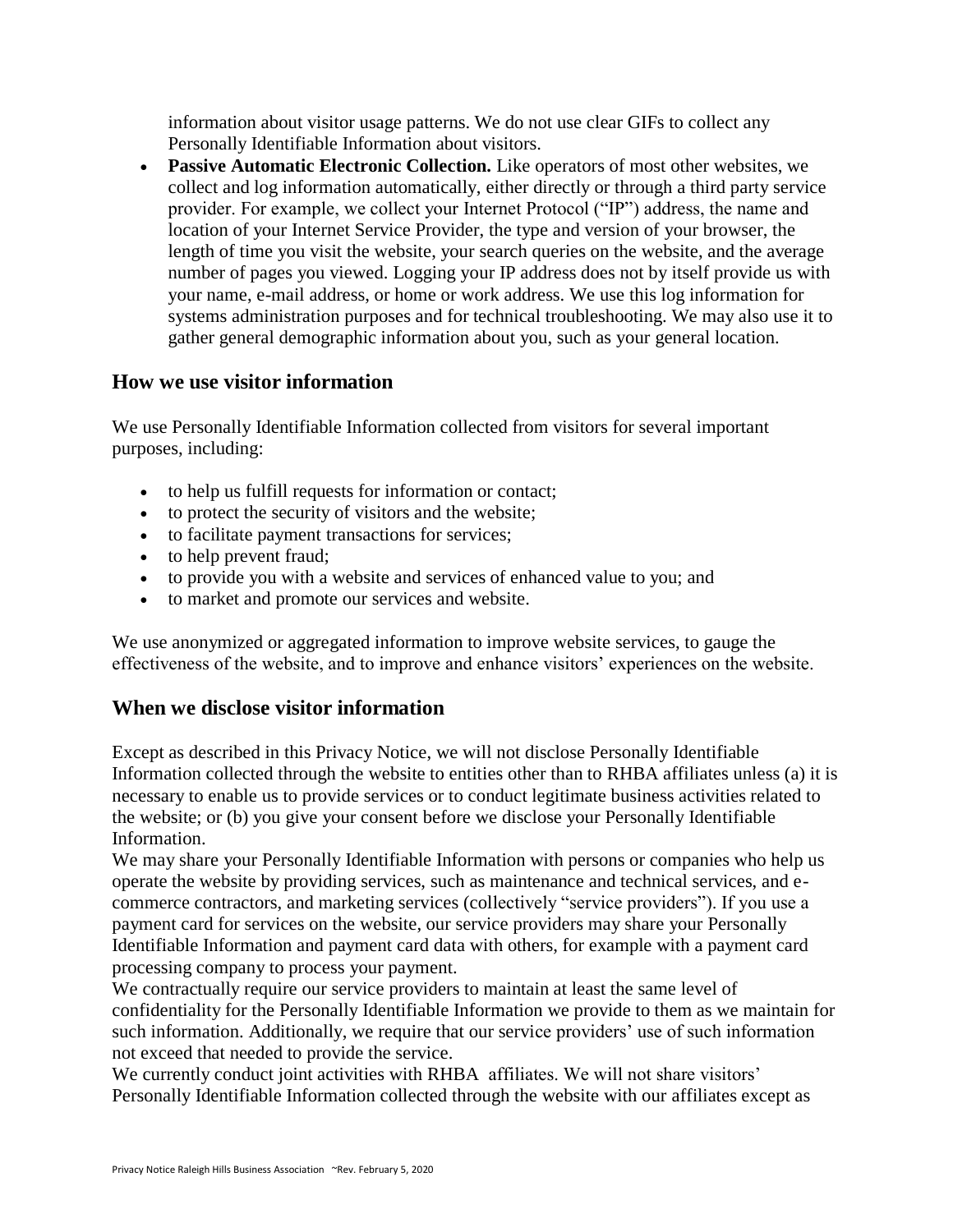information about visitor usage patterns. We do not use clear GIFs to collect any Personally Identifiable Information about visitors.

- **Passive Automatic Electronic Collection.** Like operators of most other websites, we collect and log information automatically, either directly or through a third party service provider. For example, we collect your Internet Protocol ("IP") address, the name and location of your Internet Service Provider, the type and version of your browser, the length of time you visit the website, your search queries on the website, and the average number of pages you viewed. Logging your IP address does not by itself provide us with your name, e-mail address, or home or work address. We use this log information for systems administration purposes and for technical troubleshooting. We may also use it to gather general demographic information about you, such as your general location.

## How we use visitor information

We use Personally Identifiable Information collected from visitors for several important purposes, including:

- to help us fulfill requests for information or contact;
- to protect the security of visitors and the website;
- to facilitate payment transactions for services;
- to help prevent fraud;
- to provide you with a website and services of enhanced value to you; and
- to market and promote our services and website.

We use anonymized or aggregated information to improve website services, to gauge the effectiveness of the website, and to improve and enhance visitors' experiences on the website.

## When we disclose visitor information

Except as described in this Privacy Notice, we will not disclose Personally Identifiable Information collected through the website to entities other than to RHBA affiliates unless (a) it is necessary to enable us to provide services or to conduct legitimate business activities related to the website; or (b) you give your consent before we disclose your Personally Identifiable Information.

We may share your Personally Identifiable Information with persons or companies who help us operate the website by providing services, such as maintenance and technical services, and e-commerce contractors, and marketing services (collectively "service providers"). If you use a payment card for services on the website, our service providers may share your Personally Identifiable Information and payment card data with others, for example with a payment card processing company to process your payment.

We contractually require our service providers to maintain at least the same level of confidentiality for the Personally Identifiable Information we provide to them as we maintain for such information. Additionally, we require that our service providers' use of such information not exceed that needed to provide the service.

We currently conduct joint activities with RHBA affiliates. We will not share visitors' Personally Identifiable Information collected through the website with our affiliates except as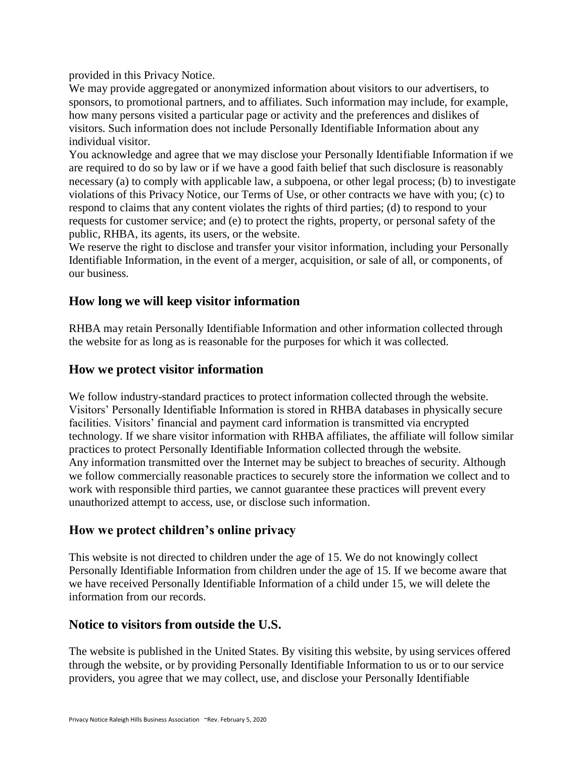provided in this Privacy Notice.

We may provide aggregated or anonymized information about visitors to our advertisers, to sponsors, to promotional partners, and to affiliates. Such information may include, for example, how many persons visited a particular page or activity and the preferences and dislikes of visitors. Such information does not include Personally Identifiable Information about any individual visitor.

You acknowledge and agree that we may disclose your Personally Identifiable Information if we are required to do so by law or if we have a good faith belief that such disclosure is reasonably necessary (a) to comply with applicable law, a subpoena, or other legal process; (b) to investigate violations of this Privacy Notice, our Terms of Use, or other contracts we have with you; (c) to respond to claims that any content violates the rights of third parties; (d) to respond to your requests for customer service; and (e) to protect the rights, property, or personal safety of the public, RHBA, its agents, its users, or the website.

We reserve the right to disclose and transfer your visitor information, including your Personally Identifiable Information, in the event of a merger, acquisition, or sale of all, or components, of our business.

## How long we will keep visitor information

RHBA may retain Personally Identifiable Information and other information collected through the website for as long as is reasonable for the purposes for which it was collected.

## How we protect visitor information

We follow industry-standard practices to protect information collected through the website. Visitors' Personally Identifiable Information is stored in RHBA databases in physically secure facilities. Visitors' financial and payment card information is transmitted via encrypted technology. If we share visitor information with RHBA affiliates, the affiliate will follow similar practices to protect Personally Identifiable Information collected through the website.

Any information transmitted over the Internet may be subject to breaches of security. Although we follow commercially reasonable practices to securely store the information we collect and to work with responsible third parties, we cannot guarantee these practices will prevent every unauthorized attempt to access, use, or disclose such information.

## How we protect children's online privacy

This website is not directed to children under the age of 15. We do not knowingly collect Personally Identifiable Information from children under the age of 15. If we become aware that we have received Personally Identifiable Information of a child under 15, we will delete the information from our records.

## Notice to visitors from outside the U.S.

The website is published in the United States. By visiting this website, by using services offered through the website, or by providing Personally Identifiable Information to us or to our service providers, you agree that we may collect, use, and disclose your Personally Identifiable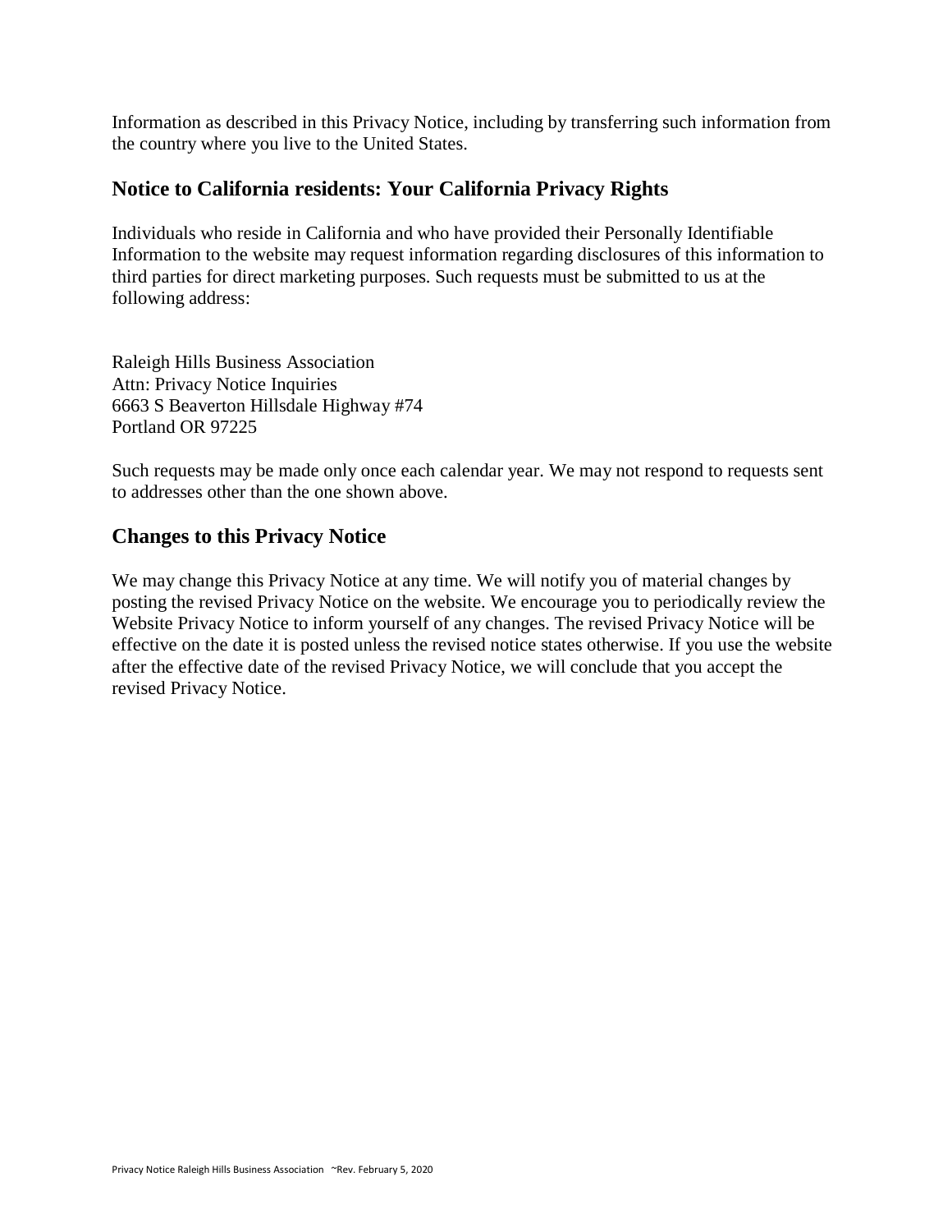Information as described in this Privacy Notice, including by transferring such information from the country where you live to the United States.

## Notice to California residents: Your California Privacy Rights

Individuals who reside in California and who have provided their Personally Identifiable Information to the website may request information regarding disclosures of this information to third parties for direct marketing purposes. Such requests must be submitted to us at the following address:

Raleigh Hills Business Association
Attn: Privacy Notice Inquiries
6663 S Beaverton Hillsdale Highway #74
Portland OR 97225

Such requests may be made only once each calendar year. We may not respond to requests sent to addresses other than the one shown above.

## Changes to this Privacy Notice

We may change this Privacy Notice at any time. We will notify you of material changes by posting the revised Privacy Notice on the website. We encourage you to periodically review the Website Privacy Notice to inform yourself of any changes. The revised Privacy Notice will be effective on the date it is posted unless the revised notice states otherwise. If you use the website after the effective date of the revised Privacy Notice, we will conclude that you accept the revised Privacy Notice.